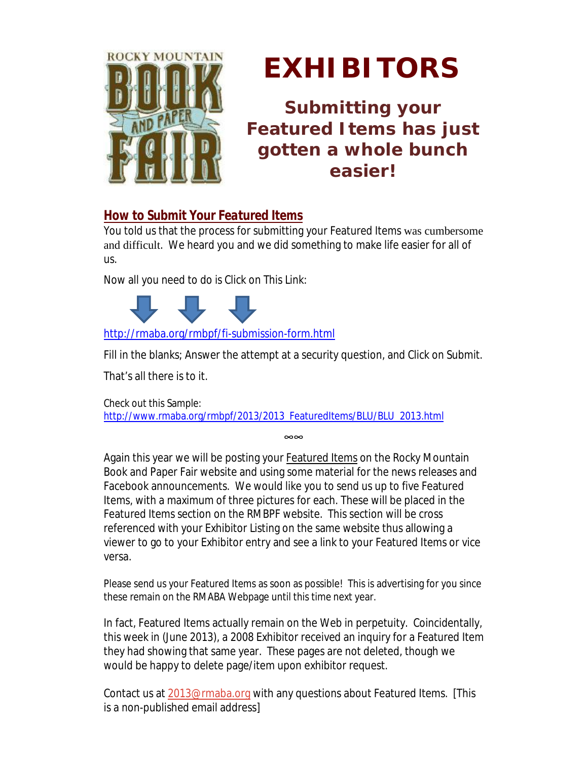# EXHIBITORS

## Submitting your Featured Items has just gotten a whole bunch easier!

### How to Submit Your Featured Items

You told us that the process for submitting your Featured Items was cumbersome and difficult. We heard you and we did something to make life easier for all of us.

Now all you need to do is Click on This Link:

http://rmaba.org/rmbpf/fi-submission-form.html

Fill in the blanks; Answer the attempt at a security question, and Click on Submit.

That's all there is to it.

Check out this Sample:
http://www.rmaba.org/rmbpf/2013/2013_FeaturedItems/BLU/BLU_2013.html

∞∞

Again this year we will be posting your Featured Items on the Rocky Mountain Book and Paper Fair website and using some material for the news releases and Facebook announcements. We would like you to send us up to five Featured Items, with a maximum of three pictures for each. These will be placed in the Featured Items section on the RMBPF website. This section will be cross referenced with your Exhibitor Listing on the same website thus allowing a viewer to go to your Exhibitor entry and see a link to your Featured Items or vice versa.

Please send us your Featured Items as soon as possible! This is advertising for you since these remain on the RMABA Webpage until this time next year.

In fact, Featured Items actually remain on the Web in perpetuity. Coincidentally, this week in (June 2013), a 2008 Exhibitor received an inquiry for a Featured Item they had showing that same year. These pages are not deleted, though we would be happy to delete page/item upon exhibitor request.

Contact us at 2013@rmaba.org with any questions about Featured Items. [This is a non-published email address]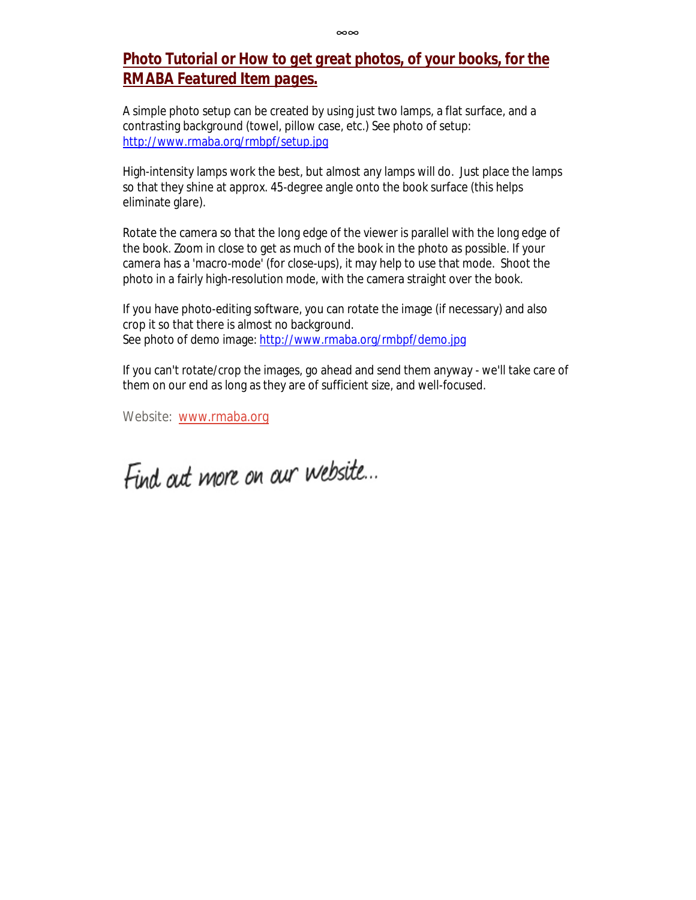∞∞

## Photo Tutorial or How to get great photos, of your books, for the RMABA Featured Item pages.

A simple photo setup can be created by using just two lamps, a flat surface, and a contrasting background (towel, pillow case, etc.) See photo of setup: http://www.rmaba.org/rmbpf/setup.jpg

High-intensity lamps work the best, but almost any lamps will do. Just place the lamps so that they shine at approx. 45-degree angle onto the book surface (this helps eliminate glare).

Rotate the camera so that the long edge of the viewer is parallel with the long edge of the book. Zoom in close to get as much of the book in the photo as possible. If your camera has a 'macro-mode' (for close-ups), it may help to use that mode. Shoot the photo in a fairly high-resolution mode, with the camera straight over the book.

If you have photo-editing software, you can rotate the image (if necessary) and also crop it so that there is almost no background.
See photo of demo image: http://www.rmaba.org/rmbpf/demo.jpg

If you can't rotate/crop the images, go ahead and send them anyway - we'll take care of them on our end as long as they are of sufficient size, and well-focused.

Website: www.rmaba.org

Find out more on our website...